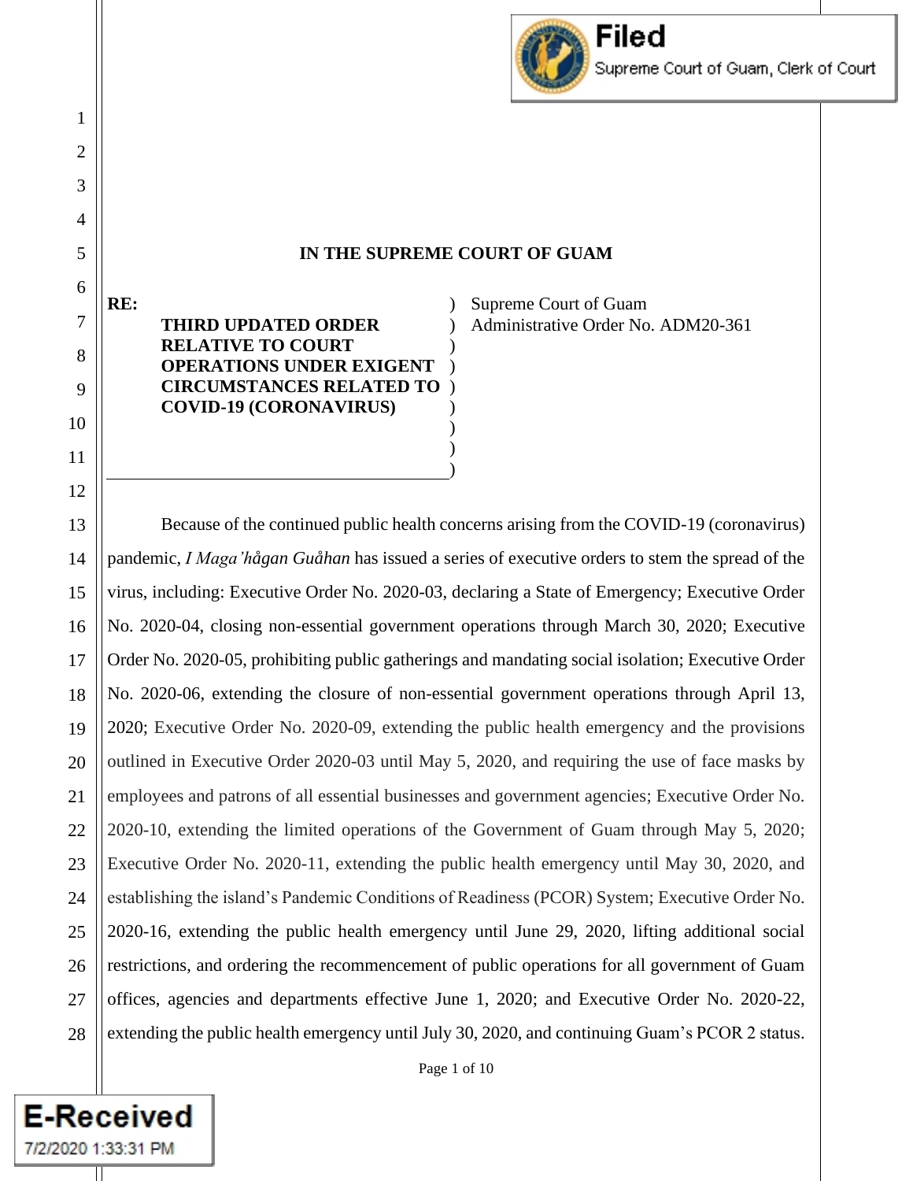**IN THE SUPREME COURT OF GUAM**

| | |
|---|---|
| **RE:** **THIRD UPDATED ORDER RELATIVE TO COURT OPERATIONS UNDER EXIGENT CIRCUMSTANCES RELATED TO COVID-19 (CORONAVIRUS)** | Supreme Court of Guam Administrative Order No. ADM20-361 |

Because of the continued public health concerns arising from the COVID-19 (coronavirus) pandemic, *I Maga'hågan Guåhan* has issued a series of executive orders to stem the spread of the virus, including: Executive Order No. 2020-03, declaring a State of Emergency; Executive Order No. 2020-04, closing non-essential government operations through March 30, 2020; Executive Order No. 2020-05, prohibiting public gatherings and mandating social isolation; Executive Order No. 2020-06, extending the closure of non-essential government operations through April 13, 2020; Executive Order No. 2020-09, extending the public health emergency and the provisions outlined in Executive Order 2020-03 until May 5, 2020, and requiring the use of face masks by employees and patrons of all essential businesses and government agencies; Executive Order No. 2020-10, extending the limited operations of the Government of Guam through May 5, 2020; Executive Order No. 2020-11, extending the public health emergency until May 30, 2020, and establishing the island's Pandemic Conditions of Readiness (PCOR) System; Executive Order No. 2020-16, extending the public health emergency until June 29, 2020, lifting additional social restrictions, and ordering the recommencement of public operations for all government of Guam offices, agencies and departments effective June 1, 2020; and Executive Order No. 2020-22, extending the public health emergency until July 30, 2020, and continuing Guam's PCOR 2 status.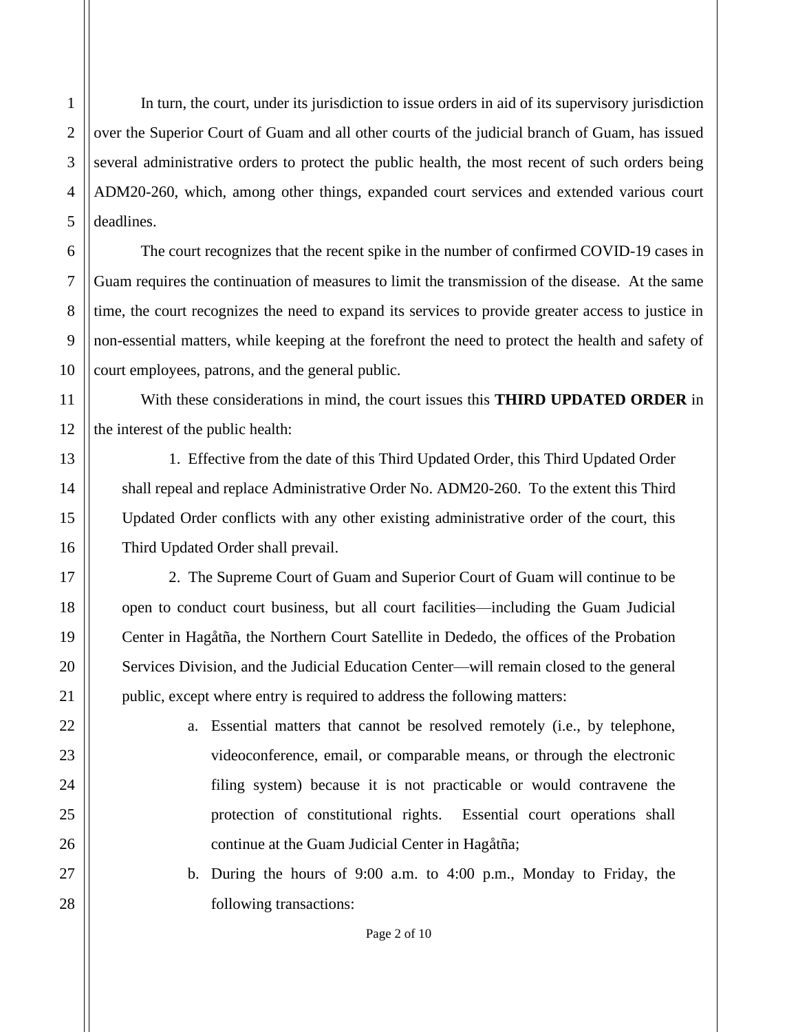In turn, the court, under its jurisdiction to issue orders in aid of its supervisory jurisdiction over the Superior Court of Guam and all other courts of the judicial branch of Guam, has issued several administrative orders to protect the public health, the most recent of such orders being ADM20-260, which, among other things, expanded court services and extended various court deadlines.

The court recognizes that the recent spike in the number of confirmed COVID-19 cases in Guam requires the continuation of measures to limit the transmission of the disease. At the same time, the court recognizes the need to expand its services to provide greater access to justice in non-essential matters, while keeping at the forefront the need to protect the health and safety of court employees, patrons, and the general public.

With these considerations in mind, the court issues this **THIRD UPDATED ORDER** in the interest of the public health:

1. Effective from the date of this Third Updated Order, this Third Updated Order shall repeal and replace Administrative Order No. ADM20-260. To the extent this Third Updated Order conflicts with any other existing administrative order of the court, this Third Updated Order shall prevail.

2. The Supreme Court of Guam and Superior Court of Guam will continue to be open to conduct court business, but all court facilities—including the Guam Judicial Center in Hagåtña, the Northern Court Satellite in Dededo, the offices of the Probation Services Division, and the Judicial Education Center—will remain closed to the general public, except where entry is required to address the following matters:

   a. Essential matters that cannot be resolved remotely (i.e., by telephone, videoconference, email, or comparable means, or through the electronic filing system) because it is not practicable or would contravene the protection of constitutional rights. Essential court operations shall continue at the Guam Judicial Center in Hagåtña;

   b. During the hours of 9:00 a.m. to 4:00 p.m., Monday to Friday, the following transactions: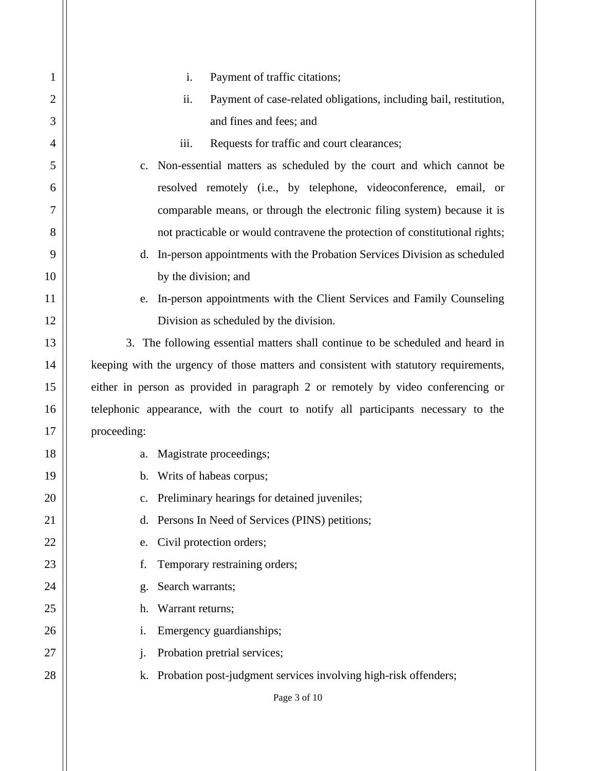i. Payment of traffic citations;

ii. Payment of case-related obligations, including bail, restitution, and fines and fees; and

iii. Requests for traffic and court clearances;

c. Non-essential matters as scheduled by the court and which cannot be resolved remotely (i.e., by telephone, videoconference, email, or comparable means, or through the electronic filing system) because it is not practicable or would contravene the protection of constitutional rights;

d. In-person appointments with the Probation Services Division as scheduled by the division; and

e. In-person appointments with the Client Services and Family Counseling Division as scheduled by the division.

3. The following essential matters shall continue to be scheduled and heard in keeping with the urgency of those matters and consistent with statutory requirements, either in person as provided in paragraph 2 or remotely by video conferencing or telephonic appearance, with the court to notify all participants necessary to the proceeding:

a. Magistrate proceedings;

b. Writs of habeas corpus;

c. Preliminary hearings for detained juveniles;

d. Persons In Need of Services (PINS) petitions;

e. Civil protection orders;

f. Temporary restraining orders;

g. Search warrants;

h. Warrant returns;

i. Emergency guardianships;

j. Probation pretrial services;

k. Probation post-judgment services involving high-risk offenders;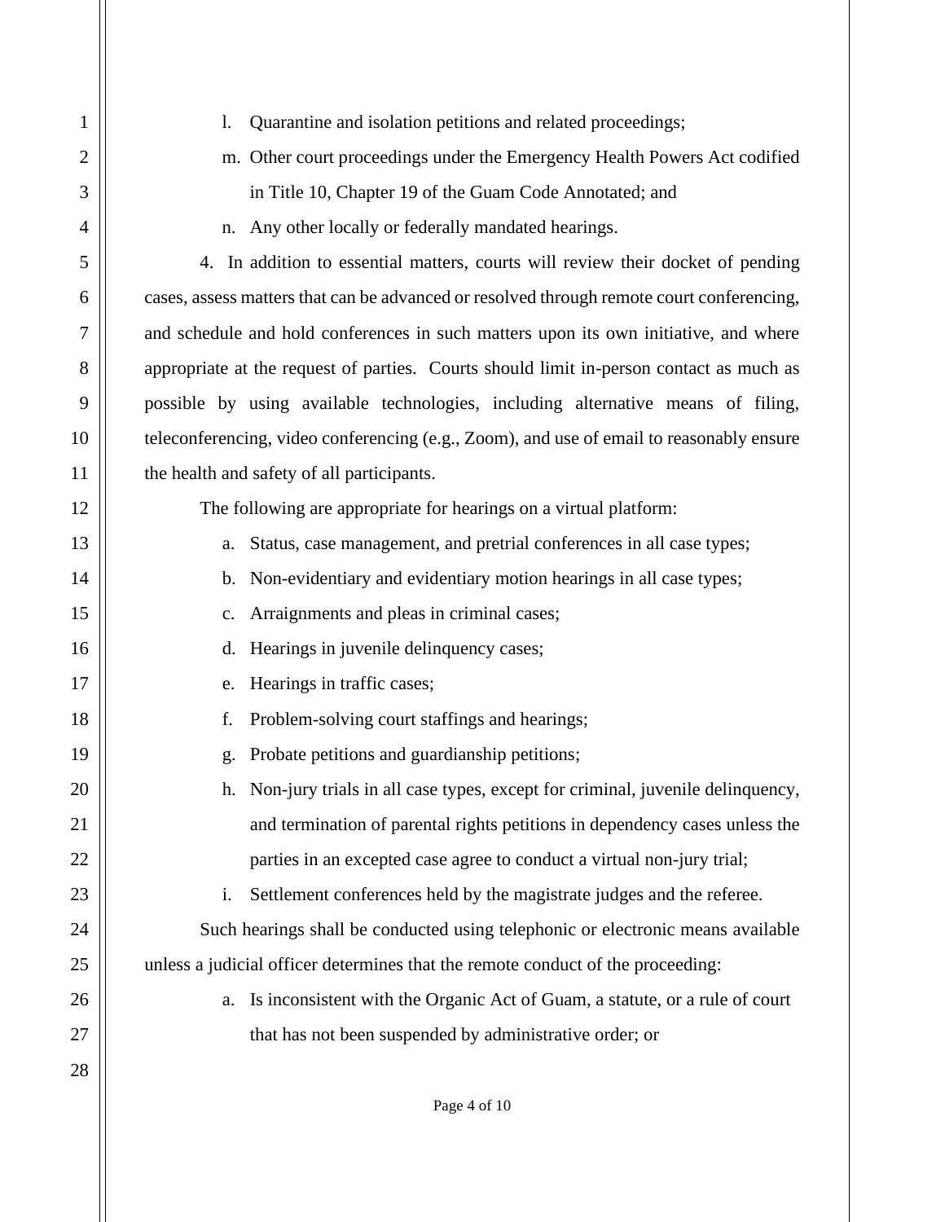l. Quarantine and isolation petitions and related proceedings;

m. Other court proceedings under the Emergency Health Powers Act codified in Title 10, Chapter 19 of the Guam Code Annotated; and

n. Any other locally or federally mandated hearings.

4. In addition to essential matters, courts will review their docket of pending cases, assess matters that can be advanced or resolved through remote court conferencing, and schedule and hold conferences in such matters upon its own initiative, and where appropriate at the request of parties. Courts should limit in-person contact as much as possible by using available technologies, including alternative means of filing, teleconferencing, video conferencing (e.g., Zoom), and use of email to reasonably ensure the health and safety of all participants.

The following are appropriate for hearings on a virtual platform:

a. Status, case management, and pretrial conferences in all case types;

b. Non-evidentiary and evidentiary motion hearings in all case types;

c. Arraignments and pleas in criminal cases;

d. Hearings in juvenile delinquency cases;

e. Hearings in traffic cases;

f. Problem-solving court staffings and hearings;

g. Probate petitions and guardianship petitions;

h. Non-jury trials in all case types, except for criminal, juvenile delinquency, and termination of parental rights petitions in dependency cases unless the parties in an excepted case agree to conduct a virtual non-jury trial;

i. Settlement conferences held by the magistrate judges and the referee.

Such hearings shall be conducted using telephonic or electronic means available unless a judicial officer determines that the remote conduct of the proceeding:

a. Is inconsistent with the Organic Act of Guam, a statute, or a rule of court that has not been suspended by administrative order; or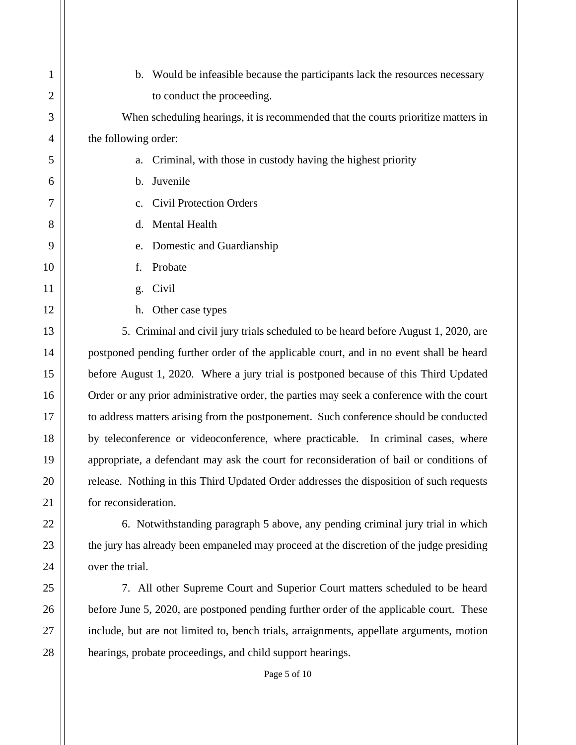b. Would be infeasible because the participants lack the resources necessary to conduct the proceeding.

When scheduling hearings, it is recommended that the courts prioritize matters in the following order:

a. Criminal, with those in custody having the highest priority
b. Juvenile
c. Civil Protection Orders
d. Mental Health
e. Domestic and Guardianship
f. Probate
g. Civil
h. Other case types

5. Criminal and civil jury trials scheduled to be heard before August 1, 2020, are postponed pending further order of the applicable court, and in no event shall be heard before August 1, 2020. Where a jury trial is postponed because of this Third Updated Order or any prior administrative order, the parties may seek a conference with the court to address matters arising from the postponement. Such conference should be conducted by teleconference or videoconference, where practicable. In criminal cases, where appropriate, a defendant may ask the court for reconsideration of bail or conditions of release. Nothing in this Third Updated Order addresses the disposition of such requests for reconsideration.

6. Notwithstanding paragraph 5 above, any pending criminal jury trial in which the jury has already been empaneled may proceed at the discretion of the judge presiding over the trial.

7. All other Supreme Court and Superior Court matters scheduled to be heard before June 5, 2020, are postponed pending further order of the applicable court. These include, but are not limited to, bench trials, arraignments, appellate arguments, motion hearings, probate proceedings, and child support hearings.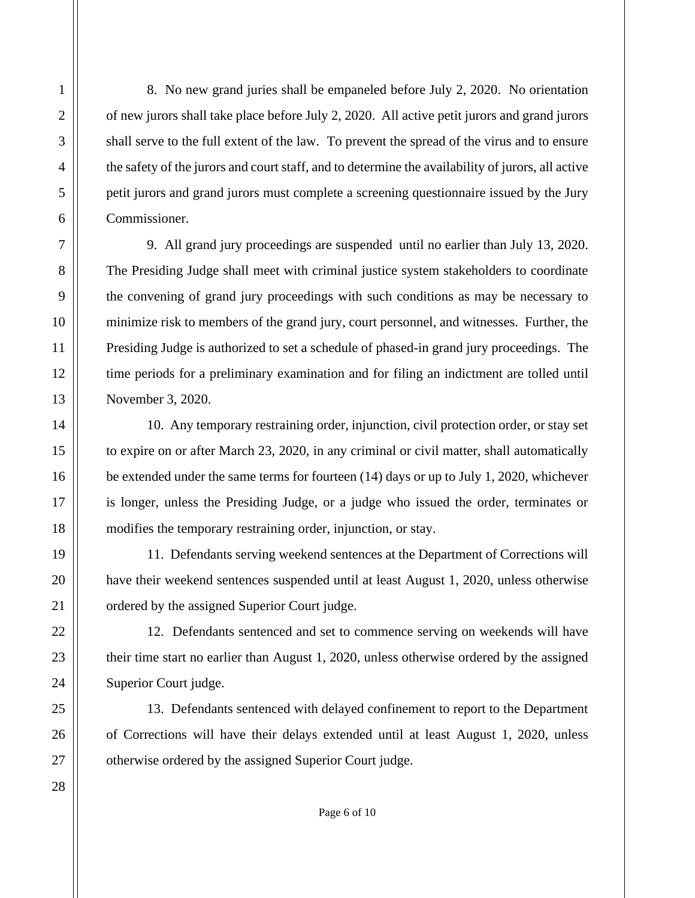8. No new grand juries shall be empaneled before July 2, 2020. No orientation of new jurors shall take place before July 2, 2020. All active petit jurors and grand jurors shall serve to the full extent of the law. To prevent the spread of the virus and to ensure the safety of the jurors and court staff, and to determine the availability of jurors, all active petit jurors and grand jurors must complete a screening questionnaire issued by the Jury Commissioner.

9. All grand jury proceedings are suspended until no earlier than July 13, 2020. The Presiding Judge shall meet with criminal justice system stakeholders to coordinate the convening of grand jury proceedings with such conditions as may be necessary to minimize risk to members of the grand jury, court personnel, and witnesses. Further, the Presiding Judge is authorized to set a schedule of phased-in grand jury proceedings. The time periods for a preliminary examination and for filing an indictment are tolled until November 3, 2020.

10. Any temporary restraining order, injunction, civil protection order, or stay set to expire on or after March 23, 2020, in any criminal or civil matter, shall automatically be extended under the same terms for fourteen (14) days or up to July 1, 2020, whichever is longer, unless the Presiding Judge, or a judge who issued the order, terminates or modifies the temporary restraining order, injunction, or stay.

11. Defendants serving weekend sentences at the Department of Corrections will have their weekend sentences suspended until at least August 1, 2020, unless otherwise ordered by the assigned Superior Court judge.

12. Defendants sentenced and set to commence serving on weekends will have their time start no earlier than August 1, 2020, unless otherwise ordered by the assigned Superior Court judge.

13. Defendants sentenced with delayed confinement to report to the Department of Corrections will have their delays extended until at least August 1, 2020, unless otherwise ordered by the assigned Superior Court judge.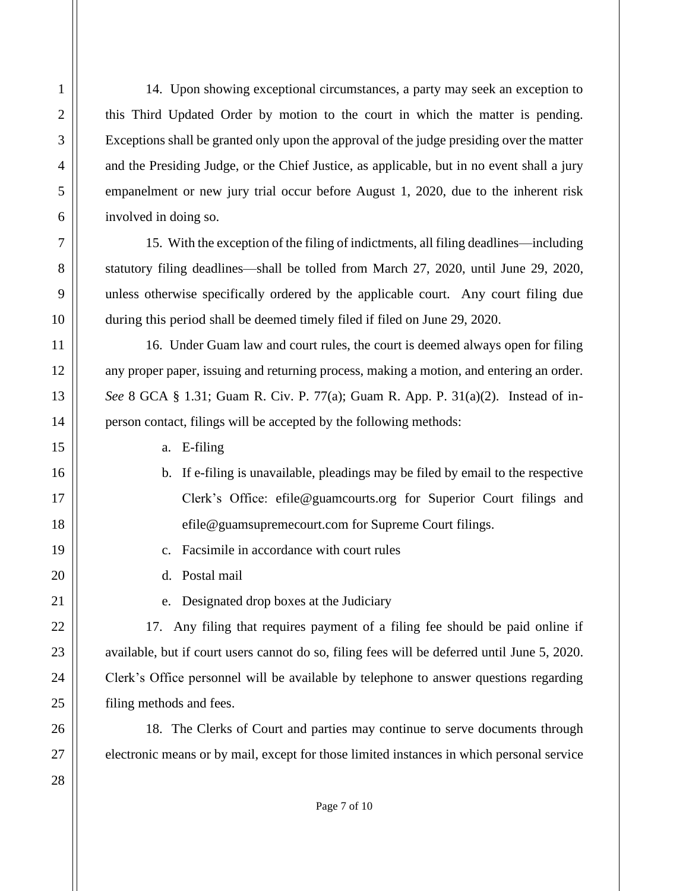14. Upon showing exceptional circumstances, a party may seek an exception to this Third Updated Order by motion to the court in which the matter is pending. Exceptions shall be granted only upon the approval of the judge presiding over the matter and the Presiding Judge, or the Chief Justice, as applicable, but in no event shall a jury empanelment or new jury trial occur before August 1, 2020, due to the inherent risk involved in doing so.

15. With the exception of the filing of indictments, all filing deadlines—including statutory filing deadlines—shall be tolled from March 27, 2020, until June 29, 2020, unless otherwise specifically ordered by the applicable court. Any court filing due during this period shall be deemed timely filed if filed on June 29, 2020.

16. Under Guam law and court rules, the court is deemed always open for filing any proper paper, issuing and returning process, making a motion, and entering an order. *See* 8 GCA § 1.31; Guam R. Civ. P. 77(a); Guam R. App. P. 31(a)(2). Instead of in-person contact, filings will be accepted by the following methods:

a. E-filing
b. If e-filing is unavailable, pleadings may be filed by email to the respective Clerk's Office: efile@guamcourts.org for Superior Court filings and efile@guamsupremecourt.com for Supreme Court filings.
c. Facsimile in accordance with court rules
d. Postal mail
e. Designated drop boxes at the Judiciary

17. Any filing that requires payment of a filing fee should be paid online if available, but if court users cannot do so, filing fees will be deferred until June 5, 2020. Clerk's Office personnel will be available by telephone to answer questions regarding filing methods and fees.

18. The Clerks of Court and parties may continue to serve documents through electronic means or by mail, except for those limited instances in which personal service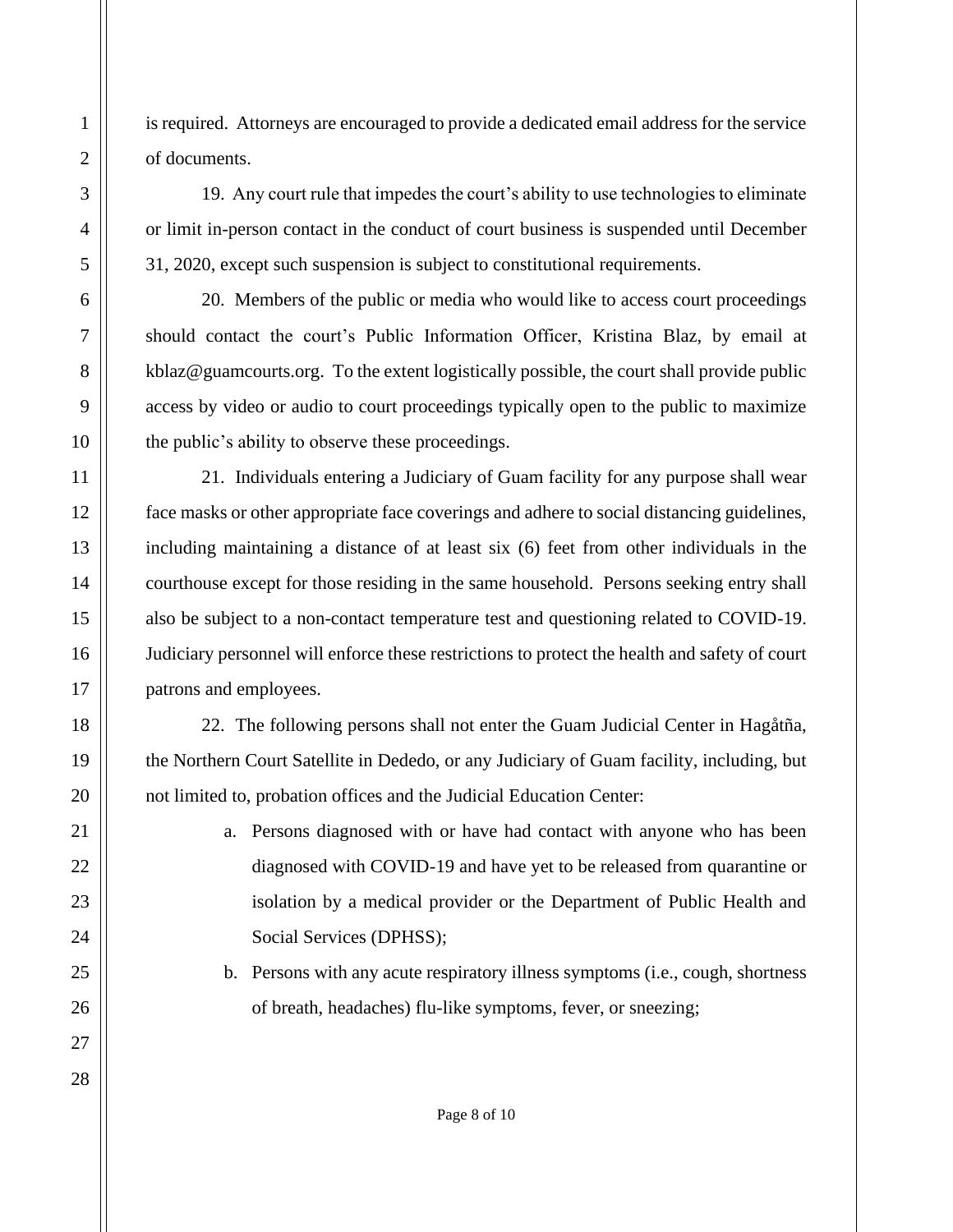is required. Attorneys are encouraged to provide a dedicated email address for the service of documents.

19. Any court rule that impedes the court's ability to use technologies to eliminate or limit in-person contact in the conduct of court business is suspended until December 31, 2020, except such suspension is subject to constitutional requirements.

20. Members of the public or media who would like to access court proceedings should contact the court's Public Information Officer, Kristina Blaz, by email at kblaz@guamcourts.org. To the extent logistically possible, the court shall provide public access by video or audio to court proceedings typically open to the public to maximize the public's ability to observe these proceedings.

21. Individuals entering a Judiciary of Guam facility for any purpose shall wear face masks or other appropriate face coverings and adhere to social distancing guidelines, including maintaining a distance of at least six (6) feet from other individuals in the courthouse except for those residing in the same household. Persons seeking entry shall also be subject to a non-contact temperature test and questioning related to COVID-19. Judiciary personnel will enforce these restrictions to protect the health and safety of court patrons and employees.

22. The following persons shall not enter the Guam Judicial Center in Hagåtña, the Northern Court Satellite in Dededo, or any Judiciary of Guam facility, including, but not limited to, probation offices and the Judicial Education Center:

a. Persons diagnosed with or have had contact with anyone who has been diagnosed with COVID-19 and have yet to be released from quarantine or isolation by a medical provider or the Department of Public Health and Social Services (DPHSS);

b. Persons with any acute respiratory illness symptoms (i.e., cough, shortness of breath, headaches) flu-like symptoms, fever, or sneezing;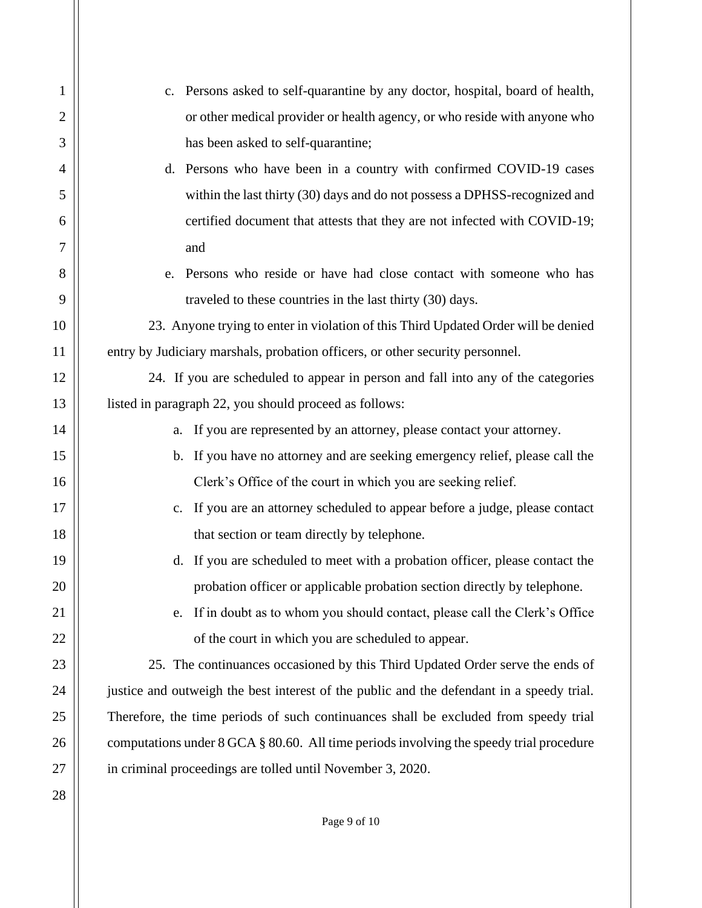c. Persons asked to self-quarantine by any doctor, hospital, board of health, or other medical provider or health agency, or who reside with anyone who has been asked to self-quarantine;

d. Persons who have been in a country with confirmed COVID-19 cases within the last thirty (30) days and do not possess a DPHSS-recognized and certified document that attests that they are not infected with COVID-19; and

e. Persons who reside or have had close contact with someone who has traveled to these countries in the last thirty (30) days.

23. Anyone trying to enter in violation of this Third Updated Order will be denied entry by Judiciary marshals, probation officers, or other security personnel.

24. If you are scheduled to appear in person and fall into any of the categories listed in paragraph 22, you should proceed as follows:

a. If you are represented by an attorney, please contact your attorney.

b. If you have no attorney and are seeking emergency relief, please call the Clerk's Office of the court in which you are seeking relief.

c. If you are an attorney scheduled to appear before a judge, please contact that section or team directly by telephone.

d. If you are scheduled to meet with a probation officer, please contact the probation officer or applicable probation section directly by telephone.

e. If in doubt as to whom you should contact, please call the Clerk's Office of the court in which you are scheduled to appear.

25. The continuances occasioned by this Third Updated Order serve the ends of justice and outweigh the best interest of the public and the defendant in a speedy trial. Therefore, the time periods of such continuances shall be excluded from speedy trial computations under 8 GCA § 80.60. All time periods involving the speedy trial procedure in criminal proceedings are tolled until November 3, 2020.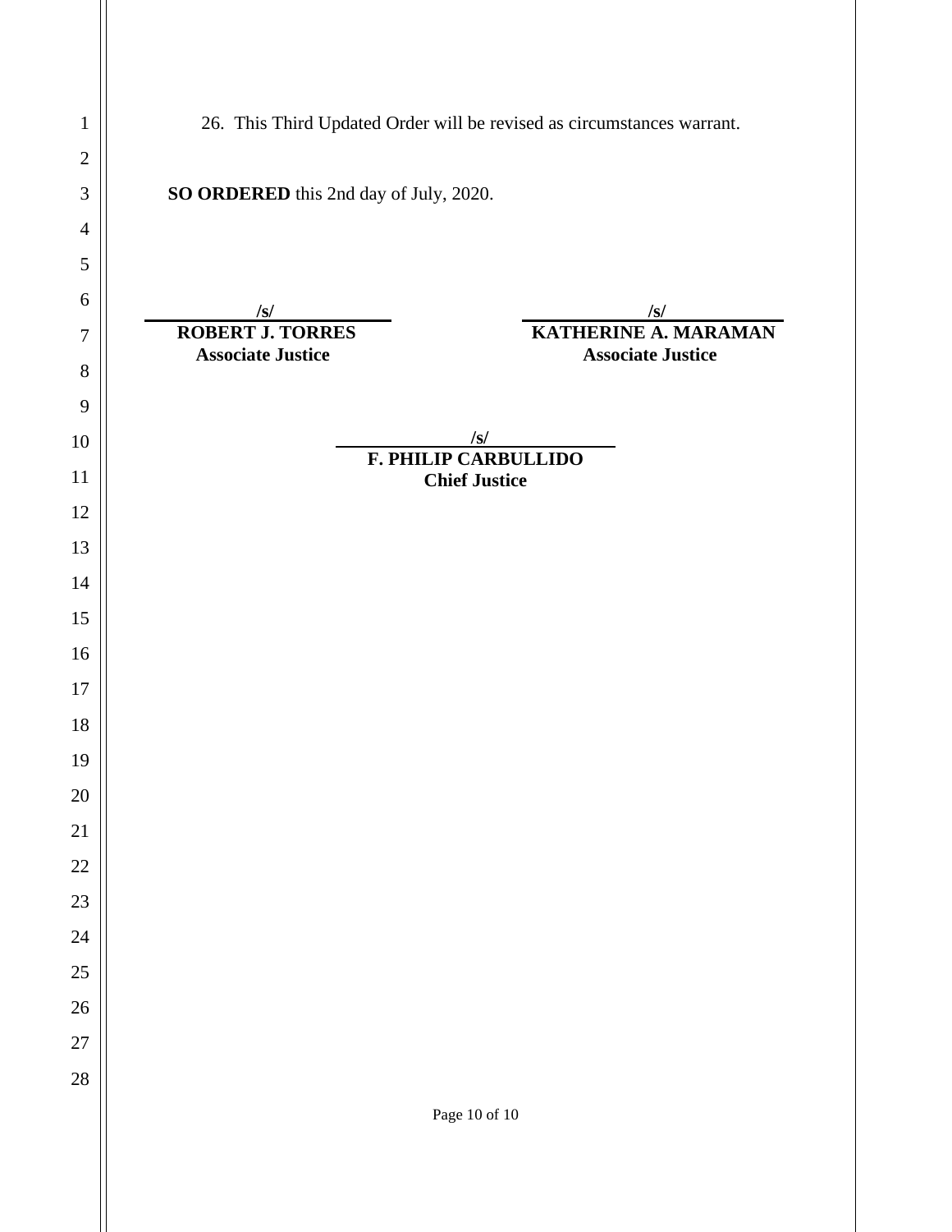26. This Third Updated Order will be revised as circumstances warrant.

**SO ORDERED** this 2nd day of July, 2020.

**/s/**
**ROBERT J. TORRES**
**Associate Justice**

**/s/**
**KATHERINE A. MARAMAN**
**Associate Justice**

**/s/**
**F. PHILIP CARBULLIDO**
**Chief Justice**